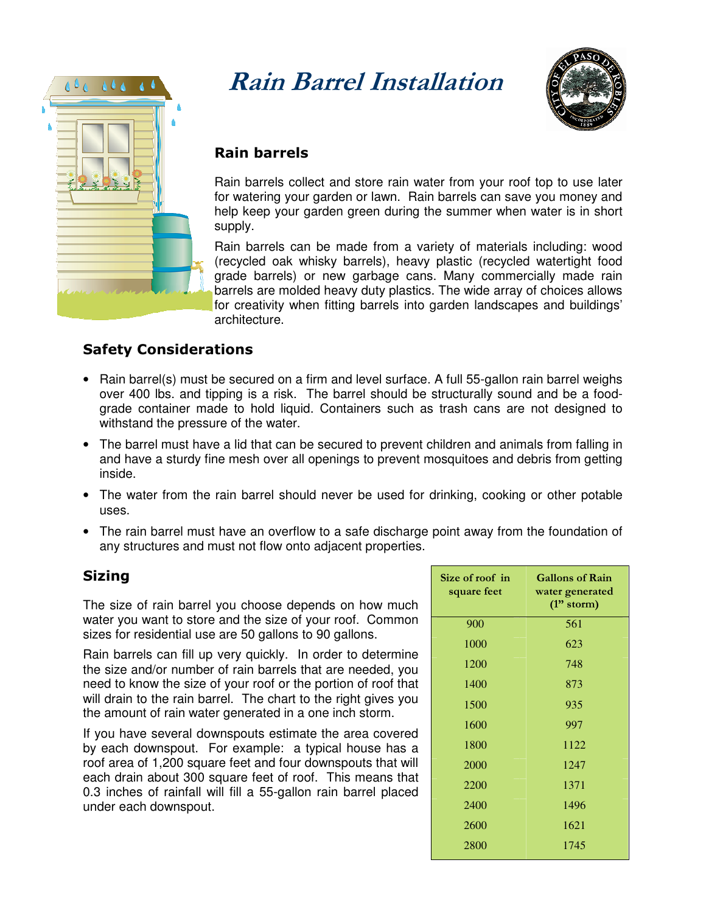# Rain Barrel Installation

## Rain barrels

Rain barrels collect and store rain water from your roof top to use later for watering your garden or lawn. Rain barrels can save you money and help keep your garden green during the summer when water is in short supply.

Rain barrels can be made from a variety of materials including: wood (recycled oak whisky barrels), heavy plastic (recycled watertight food grade barrels) or new garbage cans. Many commercially made rain barrels are molded heavy duty plastics. The wide array of choices allows for creativity when fitting barrels into garden landscapes and buildings' architecture.

## Safety Considerations

- Rain barrel(s) must be secured on a firm and level surface. A full 55-gallon rain barrel weighs over 400 lbs. and tipping is a risk. The barrel should be structurally sound and be a food-grade container made to hold liquid. Containers such as trash cans are not designed to withstand the pressure of the water.
- The barrel must have a lid that can be secured to prevent children and animals from falling in and have a sturdy fine mesh over all openings to prevent mosquitoes and debris from getting inside.
- The water from the rain barrel should never be used for drinking, cooking or other potable uses.
- The rain barrel must have an overflow to a safe discharge point away from the foundation of any structures and must not flow onto adjacent properties.

## Sizing

The size of rain barrel you choose depends on how much water you want to store and the size of your roof. Common sizes for residential use are 50 gallons to 90 gallons.

Rain barrels can fill up very quickly. In order to determine the size and/or number of rain barrels that are needed, you need to know the size of your roof or the portion of roof that will drain to the rain barrel. The chart to the right gives you the amount of rain water generated in a one inch storm.

If you have several downspouts estimate the area covered by each downspout. For example: a typical house has a roof area of 1,200 square feet and four downspouts that will each drain about 300 square feet of roof. This means that 0.3 inches of rainfall will fill a 55-gallon rain barrel placed under each downspout.

| Size of roof in square feet | Gallons of Rain water generated (1" storm) |
|---|---|
| 900 | 561 |
| 1000 | 623 |
| 1200 | 748 |
| 1400 | 873 |
| 1500 | 935 |
| 1600 | 997 |
| 1800 | 1122 |
| 2000 | 1247 |
| 2200 | 1371 |
| 2400 | 1496 |
| 2600 | 1621 |
| 2800 | 1745 |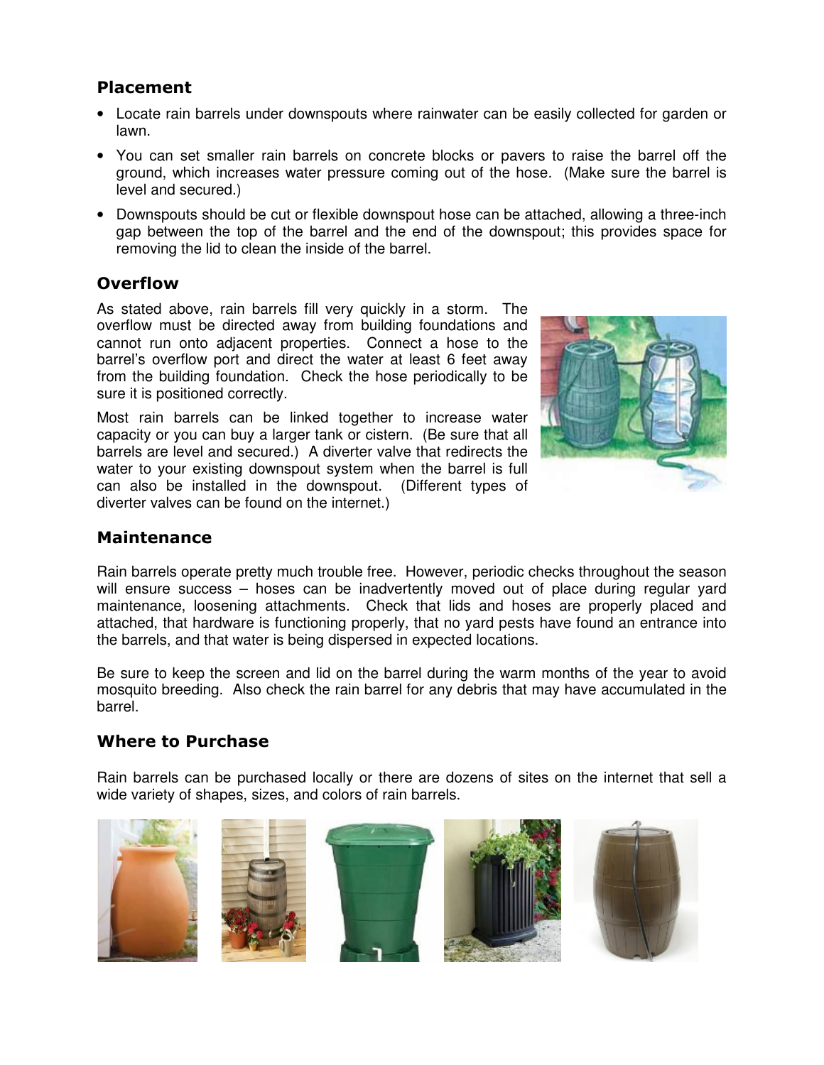## Placement

- Locate rain barrels under downspouts where rainwater can be easily collected for garden or lawn.
- You can set smaller rain barrels on concrete blocks or pavers to raise the barrel off the ground, which increases water pressure coming out of the hose. (Make sure the barrel is level and secured.)
- Downspouts should be cut or flexible downspout hose can be attached, allowing a three-inch gap between the top of the barrel and the end of the downspout; this provides space for removing the lid to clean the inside of the barrel.

## Overflow

As stated above, rain barrels fill very quickly in a storm. The overflow must be directed away from building foundations and cannot run onto adjacent properties. Connect a hose to the barrel's overflow port and direct the water at least 6 feet away from the building foundation. Check the hose periodically to be sure it is positioned correctly.

Most rain barrels can be linked together to increase water capacity or you can buy a larger tank or cistern. (Be sure that all barrels are level and secured.) A diverter valve that redirects the water to your existing downspout system when the barrel is full can also be installed in the downspout. (Different types of diverter valves can be found on the internet.)

## Maintenance

Rain barrels operate pretty much trouble free. However, periodic checks throughout the season will ensure success – hoses can be inadvertently moved out of place during regular yard maintenance, loosening attachments. Check that lids and hoses are properly placed and attached, that hardware is functioning properly, that no yard pests have found an entrance into the barrels, and that water is being dispersed in expected locations.

Be sure to keep the screen and lid on the barrel during the warm months of the year to avoid mosquito breeding. Also check the rain barrel for any debris that may have accumulated in the barrel.

## Where to Purchase

Rain barrels can be purchased locally or there are dozens of sites on the internet that sell a wide variety of shapes, sizes, and colors of rain barrels.